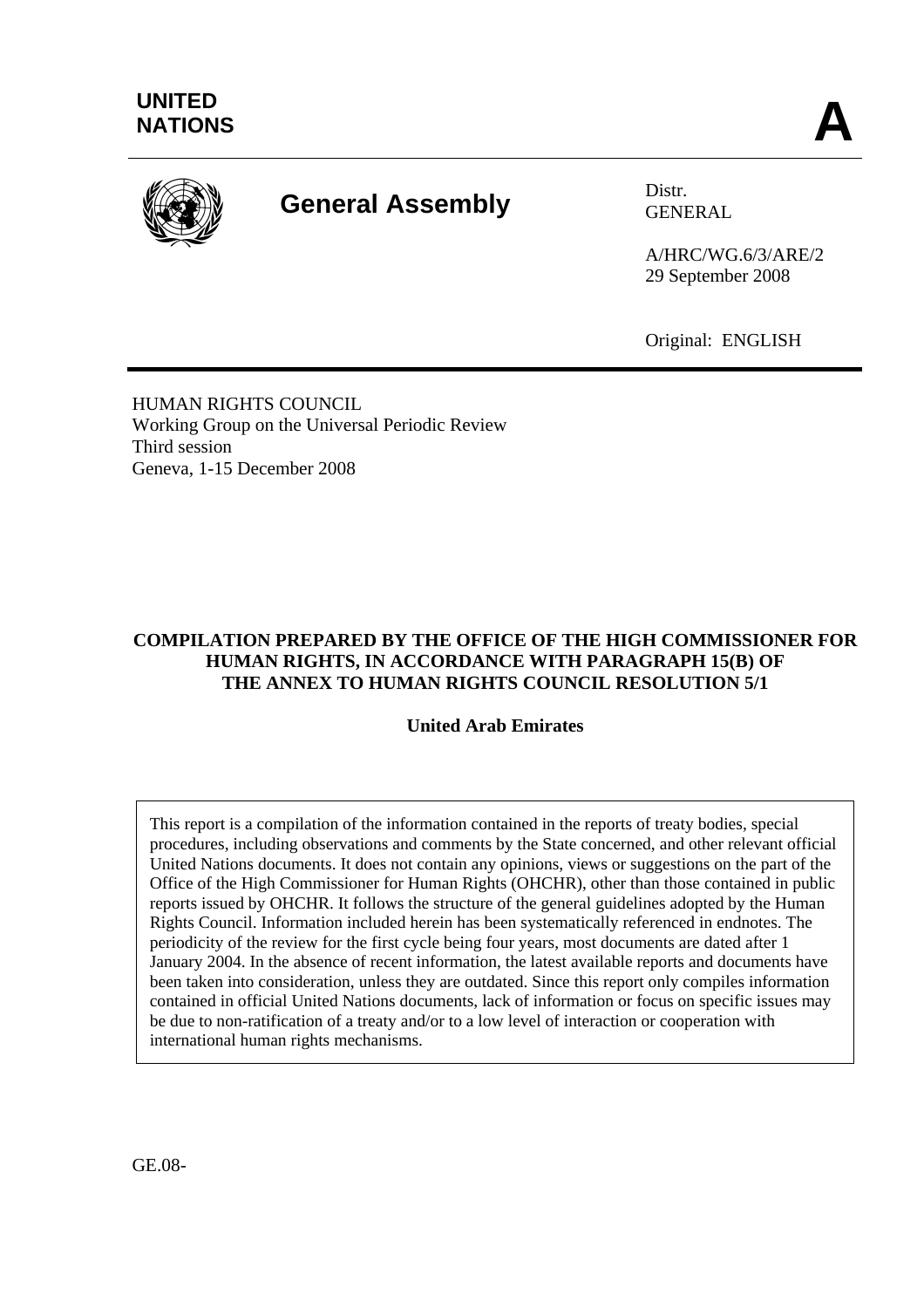UNITED NATIONS

**A**

# General Assembly

Distr.
GENERAL

A/HRC/WG.6/3/ARE/2
29 September 2008

Original: ENGLISH

HUMAN RIGHTS COUNCIL
Working Group on the Universal Periodic Review
Third session
Geneva, 1-15 December 2008

**COMPILATION PREPARED BY THE OFFICE OF THE HIGH COMMISSIONER FOR HUMAN RIGHTS, IN ACCORDANCE WITH PARAGRAPH 15(B) OF THE ANNEX TO HUMAN RIGHTS COUNCIL RESOLUTION 5/1**

**United Arab Emirates**

This report is a compilation of the information contained in the reports of treaty bodies, special procedures, including observations and comments by the State concerned, and other relevant official United Nations documents. It does not contain any opinions, views or suggestions on the part of the Office of the High Commissioner for Human Rights (OHCHR), other than those contained in public reports issued by OHCHR. It follows the structure of the general guidelines adopted by the Human Rights Council. Information included herein has been systematically referenced in endnotes. The periodicity of the review for the first cycle being four years, most documents are dated after 1 January 2004. In the absence of recent information, the latest available reports and documents have been taken into consideration, unless they are outdated. Since this report only compiles information contained in official United Nations documents, lack of information or focus on specific issues may be due to non-ratification of a treaty and/or to a low level of interaction or cooperation with international human rights mechanisms.

GE.08-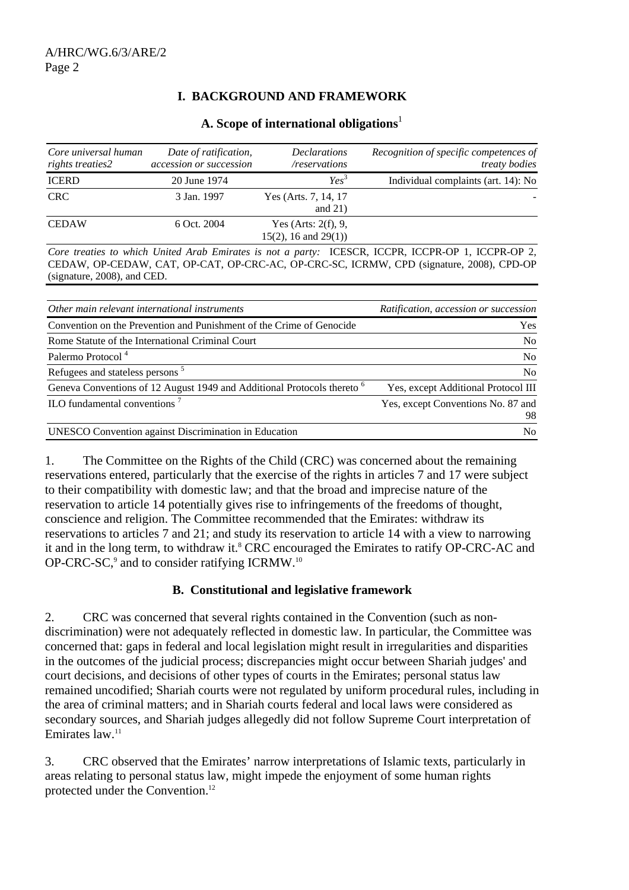# I. BACKGROUND AND FRAMEWORK

## A. Scope of international obligations[1]

| *Core universal human rights treaties2* | *Date of ratification, accession or succession* | *Declarations /reservations* | *Recognition of specific competences of treaty bodies* |
|---|---|---|---|
| ICERD | 20 June 1974 | *Yes*[3] | Individual complaints (art. 14): No |
| CRC | 3 Jan. 1997 | Yes (Arts. 7, 14, 17 and 21) | - |
| CEDAW | 6 Oct. 2004 | Yes (Arts: 2(f), 9, 15(2), 16 and 29(1)) | |

*Core treaties to which United Arab Emirates is not a party:* ICESCR, ICCPR, ICCPR-OP 1, ICCPR-OP 2, CEDAW, OP-CEDAW, CAT, OP-CAT, OP-CRC-AC, OP-CRC-SC, ICRMW, CPD (signature, 2008), CPD-OP (signature, 2008), and CED.

| *Other main relevant international instruments* | *Ratification, accession or succession* |
|---|---|
| Convention on the Prevention and Punishment of the Crime of Genocide | Yes |
| Rome Statute of the International Criminal Court | No |
| Palermo Protocol [4] | No |
| Refugees and stateless persons [5] | No |
| Geneva Conventions of 12 August 1949 and Additional Protocols thereto [6] | Yes, except Additional Protocol III |
| ILO fundamental conventions [7] | Yes, except Conventions No. 87 and 98 |
| UNESCO Convention against Discrimination in Education | No |

1. The Committee on the Rights of the Child (CRC) was concerned about the remaining reservations entered, particularly that the exercise of the rights in articles 7 and 17 were subject to their compatibility with domestic law; and that the broad and imprecise nature of the reservation to article 14 potentially gives rise to infringements of the freedoms of thought, conscience and religion. The Committee recommended that the Emirates: withdraw its reservations to articles 7 and 21; and study its reservation to article 14 with a view to narrowing it and in the long term, to withdraw it.[8] CRC encouraged the Emirates to ratify OP-CRC-AC and OP-CRC-SC,[9] and to consider ratifying ICRMW.[10]

## B. Constitutional and legislative framework

2. CRC was concerned that several rights contained in the Convention (such as non-discrimination) were not adequately reflected in domestic law. In particular, the Committee was concerned that: gaps in federal and local legislation might result in irregularities and disparities in the outcomes of the judicial process; discrepancies might occur between Shariah judges' and court decisions, and decisions of other types of courts in the Emirates; personal status law remained uncodified; Shariah courts were not regulated by uniform procedural rules, including in the area of criminal matters; and in Shariah courts federal and local laws were considered as secondary sources, and Shariah judges allegedly did not follow Supreme Court interpretation of Emirates law.[11]

3. CRC observed that the Emirates' narrow interpretations of Islamic texts, particularly in areas relating to personal status law, might impede the enjoyment of some human rights protected under the Convention.[12]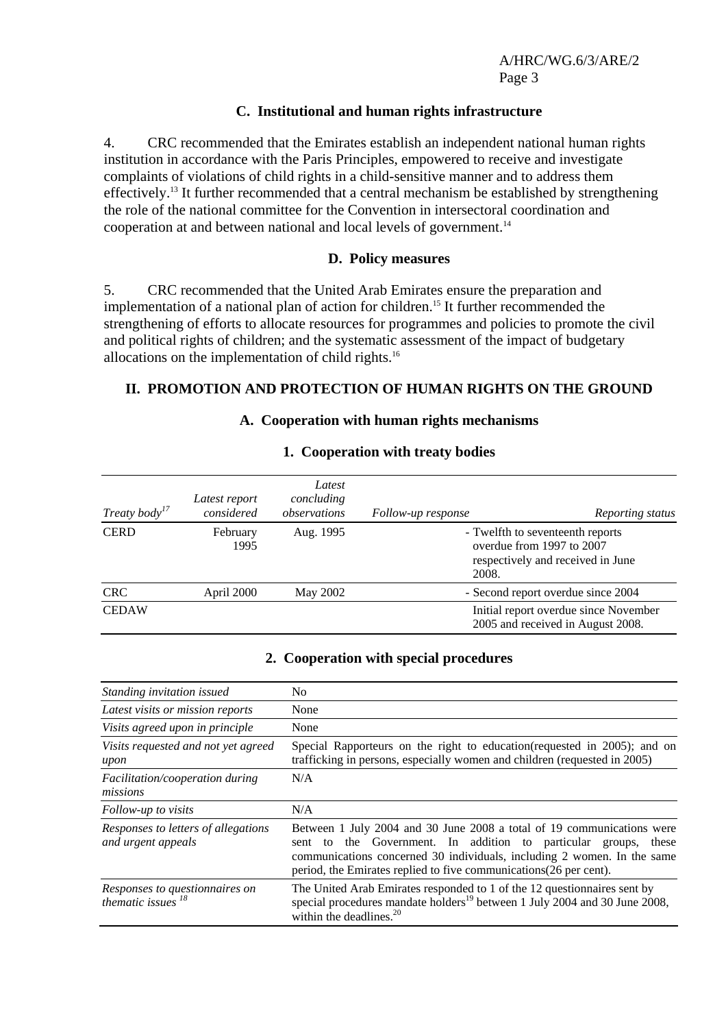### C. Institutional and human rights infrastructure

4. CRC recommended that the Emirates establish an independent national human rights institution in accordance with the Paris Principles, empowered to receive and investigate complaints of violations of child rights in a child-sensitive manner and to address them effectively.[13] It further recommended that a central mechanism be established by strengthening the role of the national committee for the Convention in intersectoral coordination and cooperation at and between national and local levels of government.[14]

### D. Policy measures

5. CRC recommended that the United Arab Emirates ensure the preparation and implementation of a national plan of action for children.[15] It further recommended the strengthening of efforts to allocate resources for programmes and policies to promote the civil and political rights of children; and the systematic assessment of the impact of budgetary allocations on the implementation of child rights.[16]

## II. PROMOTION AND PROTECTION OF HUMAN RIGHTS ON THE GROUND

### A. Cooperation with human rights mechanisms

#### 1. Cooperation with treaty bodies

| *Treaty body*[17] | *Latest report considered* | *Latest concluding observations* | *Follow-up response* | *Reporting status* |
|---|---|---|---|---|
| CERD | February 1995 | Aug. 1995 | - | Twelfth to seventeenth reports overdue from 1997 to 2007 respectively and received in June 2008. |
| CRC | April 2000 | May 2002 | - | Second report overdue since 2004 |
| CEDAW | | | | Initial report overdue since November 2005 and received in August 2008. |

#### 2. Cooperation with special procedures

| | |
|---|---|
| *Standing invitation issued* | No |
| *Latest visits or mission reports* | None |
| *Visits agreed upon in principle* | None |
| *Visits requested and not yet agreed upon* | Special Rapporteurs on the right to education(requested in 2005); and on trafficking in persons, especially women and children (requested in 2005) |
| *Facilitation/cooperation during missions* | N/A |
| *Follow-up to visits* | N/A |
| *Responses to letters of allegations and urgent appeals* | Between 1 July 2004 and 30 June 2008 a total of 19 communications were sent to the Government. In addition to particular groups, these communications concerned 30 individuals, including 2 women. In the same period, the Emirates replied to five communications(26 per cent). |
| *Responses to questionnaires on thematic issues*[18] | The United Arab Emirates responded to 1 of the 12 questionnaires sent by special procedures mandate holders[19] between 1 July 2004 and 30 June 2008, within the deadlines.[20] |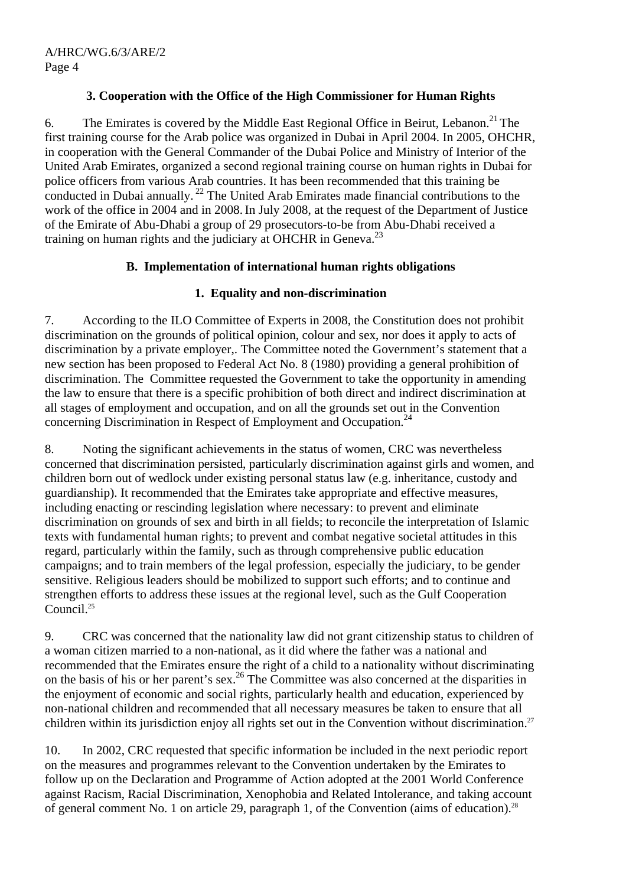### 3. Cooperation with the Office of the High Commissioner for Human Rights

6. The Emirates is covered by the Middle East Regional Office in Beirut, Lebanon.[21] The first training course for the Arab police was organized in Dubai in April 2004. In 2005, OHCHR, in cooperation with the General Commander of the Dubai Police and Ministry of Interior of the United Arab Emirates, organized a second regional training course on human rights in Dubai for police officers from various Arab countries. It has been recommended that this training be conducted in Dubai annually.[22] The United Arab Emirates made financial contributions to the work of the office in 2004 and in 2008. In July 2008, at the request of the Department of Justice of the Emirate of Abu-Dhabi a group of 29 prosecutors-to-be from Abu-Dhabi received a training on human rights and the judiciary at OHCHR in Geneva.[23]

## B. Implementation of international human rights obligations

### 1. Equality and non-discrimination

7. According to the ILO Committee of Experts in 2008, the Constitution does not prohibit discrimination on the grounds of political opinion, colour and sex, nor does it apply to acts of discrimination by a private employer,. The Committee noted the Government's statement that a new section has been proposed to Federal Act No. 8 (1980) providing a general prohibition of discrimination. The Committee requested the Government to take the opportunity in amending the law to ensure that there is a specific prohibition of both direct and indirect discrimination at all stages of employment and occupation, and on all the grounds set out in the Convention concerning Discrimination in Respect of Employment and Occupation.[24]

8. Noting the significant achievements in the status of women, CRC was nevertheless concerned that discrimination persisted, particularly discrimination against girls and women, and children born out of wedlock under existing personal status law (e.g. inheritance, custody and guardianship). It recommended that the Emirates take appropriate and effective measures, including enacting or rescinding legislation where necessary: to prevent and eliminate discrimination on grounds of sex and birth in all fields; to reconcile the interpretation of Islamic texts with fundamental human rights; to prevent and combat negative societal attitudes in this regard, particularly within the family, such as through comprehensive public education campaigns; and to train members of the legal profession, especially the judiciary, to be gender sensitive. Religious leaders should be mobilized to support such efforts; and to continue and strengthen efforts to address these issues at the regional level, such as the Gulf Cooperation Council.[25]

9. CRC was concerned that the nationality law did not grant citizenship status to children of a woman citizen married to a non-national, as it did where the father was a national and recommended that the Emirates ensure the right of a child to a nationality without discriminating on the basis of his or her parent's sex.[26] The Committee was also concerned at the disparities in the enjoyment of economic and social rights, particularly health and education, experienced by non-national children and recommended that all necessary measures be taken to ensure that all children within its jurisdiction enjoy all rights set out in the Convention without discrimination.[27]

10. In 2002, CRC requested that specific information be included in the next periodic report on the measures and programmes relevant to the Convention undertaken by the Emirates to follow up on the Declaration and Programme of Action adopted at the 2001 World Conference against Racism, Racial Discrimination, Xenophobia and Related Intolerance, and taking account of general comment No. 1 on article 29, paragraph 1, of the Convention (aims of education).[28]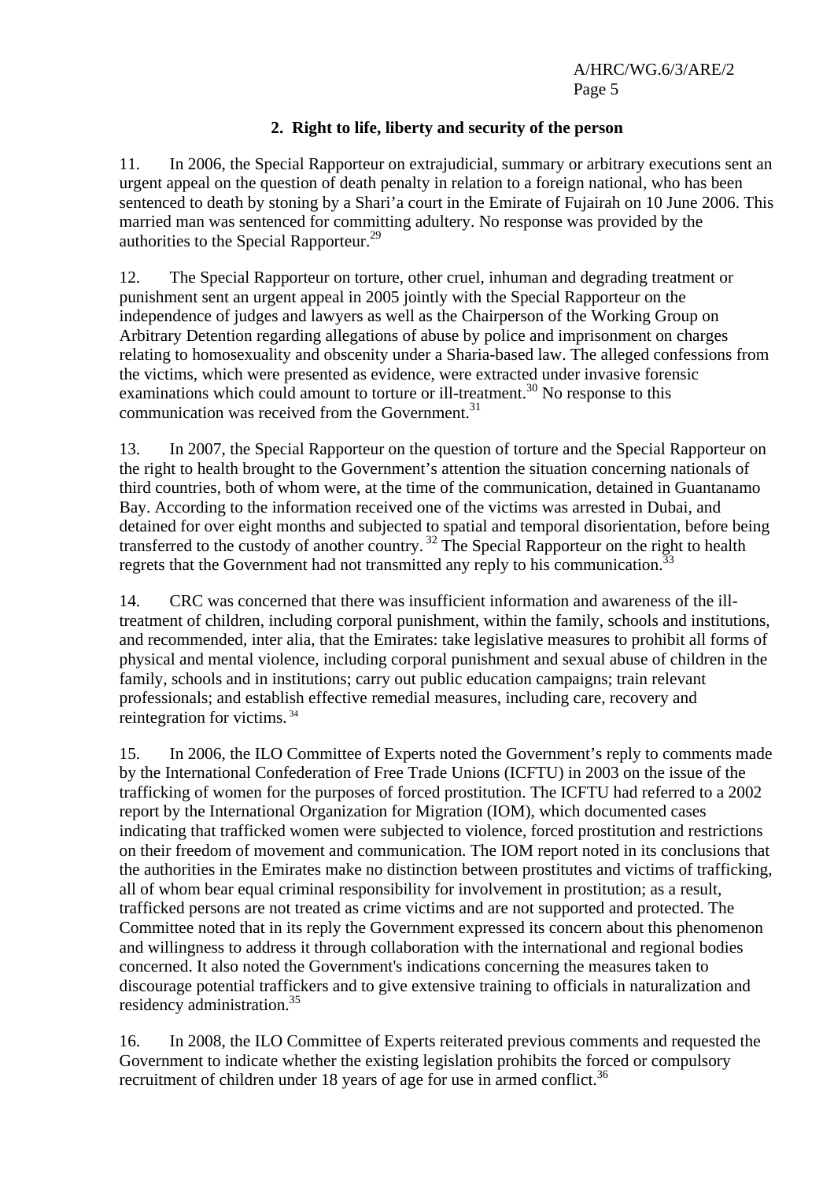### 2. Right to life, liberty and security of the person

11. In 2006, the Special Rapporteur on extrajudicial, summary or arbitrary executions sent an urgent appeal on the question of death penalty in relation to a foreign national, who has been sentenced to death by stoning by a Shari'a court in the Emirate of Fujairah on 10 June 2006. This married man was sentenced for committing adultery. No response was provided by the authorities to the Special Rapporteur.[29]

12. The Special Rapporteur on torture, other cruel, inhuman and degrading treatment or punishment sent an urgent appeal in 2005 jointly with the Special Rapporteur on the independence of judges and lawyers as well as the Chairperson of the Working Group on Arbitrary Detention regarding allegations of abuse by police and imprisonment on charges relating to homosexuality and obscenity under a Sharia-based law. The alleged confessions from the victims, which were presented as evidence, were extracted under invasive forensic examinations which could amount to torture or ill-treatment.[30] No response to this communication was received from the Government.[31]

13. In 2007, the Special Rapporteur on the question of torture and the Special Rapporteur on the right to health brought to the Government's attention the situation concerning nationals of third countries, both of whom were, at the time of the communication, detained in Guantanamo Bay. According to the information received one of the victims was arrested in Dubai, and detained for over eight months and subjected to spatial and temporal disorientation, before being transferred to the custody of another country. [32] The Special Rapporteur on the right to health regrets that the Government had not transmitted any reply to his communication.[33]

14. CRC was concerned that there was insufficient information and awareness of the ill-treatment of children, including corporal punishment, within the family, schools and institutions, and recommended, inter alia, that the Emirates: take legislative measures to prohibit all forms of physical and mental violence, including corporal punishment and sexual abuse of children in the family, schools and in institutions; carry out public education campaigns; train relevant professionals; and establish effective remedial measures, including care, recovery and reintegration for victims. [34]

15. In 2006, the ILO Committee of Experts noted the Government's reply to comments made by the International Confederation of Free Trade Unions (ICFTU) in 2003 on the issue of the trafficking of women for the purposes of forced prostitution. The ICFTU had referred to a 2002 report by the International Organization for Migration (IOM), which documented cases indicating that trafficked women were subjected to violence, forced prostitution and restrictions on their freedom of movement and communication. The IOM report noted in its conclusions that the authorities in the Emirates make no distinction between prostitutes and victims of trafficking, all of whom bear equal criminal responsibility for involvement in prostitution; as a result, trafficked persons are not treated as crime victims and are not supported and protected. The Committee noted that in its reply the Government expressed its concern about this phenomenon and willingness to address it through collaboration with the international and regional bodies concerned. It also noted the Government's indications concerning the measures taken to discourage potential traffickers and to give extensive training to officials in naturalization and residency administration.[35]

16. In 2008, the ILO Committee of Experts reiterated previous comments and requested the Government to indicate whether the existing legislation prohibits the forced or compulsory recruitment of children under 18 years of age for use in armed conflict.[36]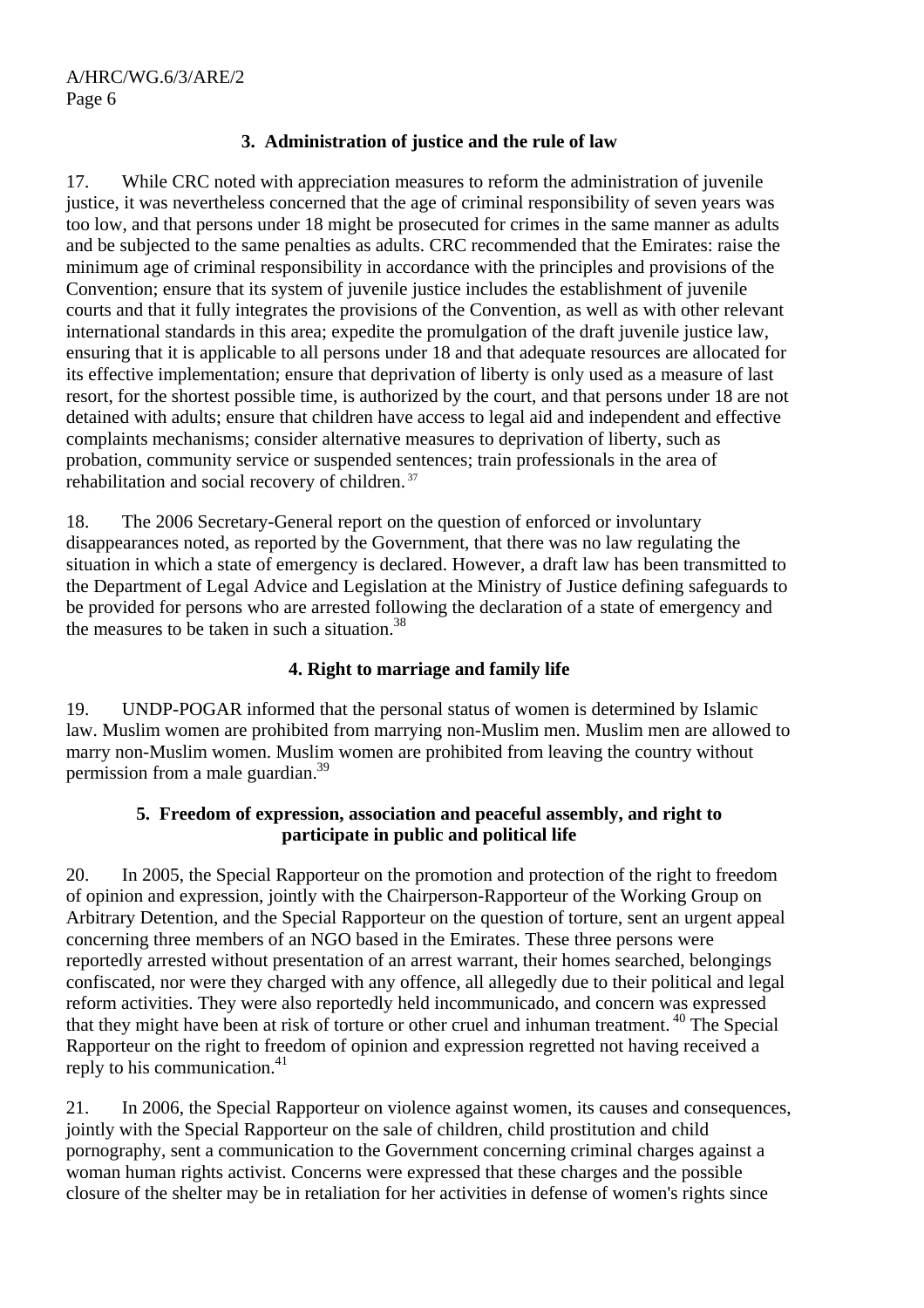### 3. Administration of justice and the rule of law

17. While CRC noted with appreciation measures to reform the administration of juvenile justice, it was nevertheless concerned that the age of criminal responsibility of seven years was too low, and that persons under 18 might be prosecuted for crimes in the same manner as adults and be subjected to the same penalties as adults. CRC recommended that the Emirates: raise the minimum age of criminal responsibility in accordance with the principles and provisions of the Convention; ensure that its system of juvenile justice includes the establishment of juvenile courts and that it fully integrates the provisions of the Convention, as well as with other relevant international standards in this area; expedite the promulgation of the draft juvenile justice law, ensuring that it is applicable to all persons under 18 and that adequate resources are allocated for its effective implementation; ensure that deprivation of liberty is only used as a measure of last resort, for the shortest possible time, is authorized by the court, and that persons under 18 are not detained with adults; ensure that children have access to legal aid and independent and effective complaints mechanisms; consider alternative measures to deprivation of liberty, such as probation, community service or suspended sentences; train professionals in the area of rehabilitation and social recovery of children.[37]

18. The 2006 Secretary-General report on the question of enforced or involuntary disappearances noted, as reported by the Government, that there was no law regulating the situation in which a state of emergency is declared. However, a draft law has been transmitted to the Department of Legal Advice and Legislation at the Ministry of Justice defining safeguards to be provided for persons who are arrested following the declaration of a state of emergency and the measures to be taken in such a situation.[38]

### 4. Right to marriage and family life

19. UNDP-POGAR informed that the personal status of women is determined by Islamic law. Muslim women are prohibited from marrying non-Muslim men. Muslim men are allowed to marry non-Muslim women. Muslim women are prohibited from leaving the country without permission from a male guardian.[39]

### 5. Freedom of expression, association and peaceful assembly, and right to participate in public and political life

20. In 2005, the Special Rapporteur on the promotion and protection of the right to freedom of opinion and expression, jointly with the Chairperson-Rapporteur of the Working Group on Arbitrary Detention, and the Special Rapporteur on the question of torture, sent an urgent appeal concerning three members of an NGO based in the Emirates. These three persons were reportedly arrested without presentation of an arrest warrant, their homes searched, belongings confiscated, nor were they charged with any offence, all allegedly due to their political and legal reform activities. They were also reportedly held incommunicado, and concern was expressed that they might have been at risk of torture or other cruel and inhuman treatment.[40] The Special Rapporteur on the right to freedom of opinion and expression regretted not having received a reply to his communication.[41]

21. In 2006, the Special Rapporteur on violence against women, its causes and consequences, jointly with the Special Rapporteur on the sale of children, child prostitution and child pornography, sent a communication to the Government concerning criminal charges against a woman human rights activist. Concerns were expressed that these charges and the possible closure of the shelter may be in retaliation for her activities in defense of women's rights since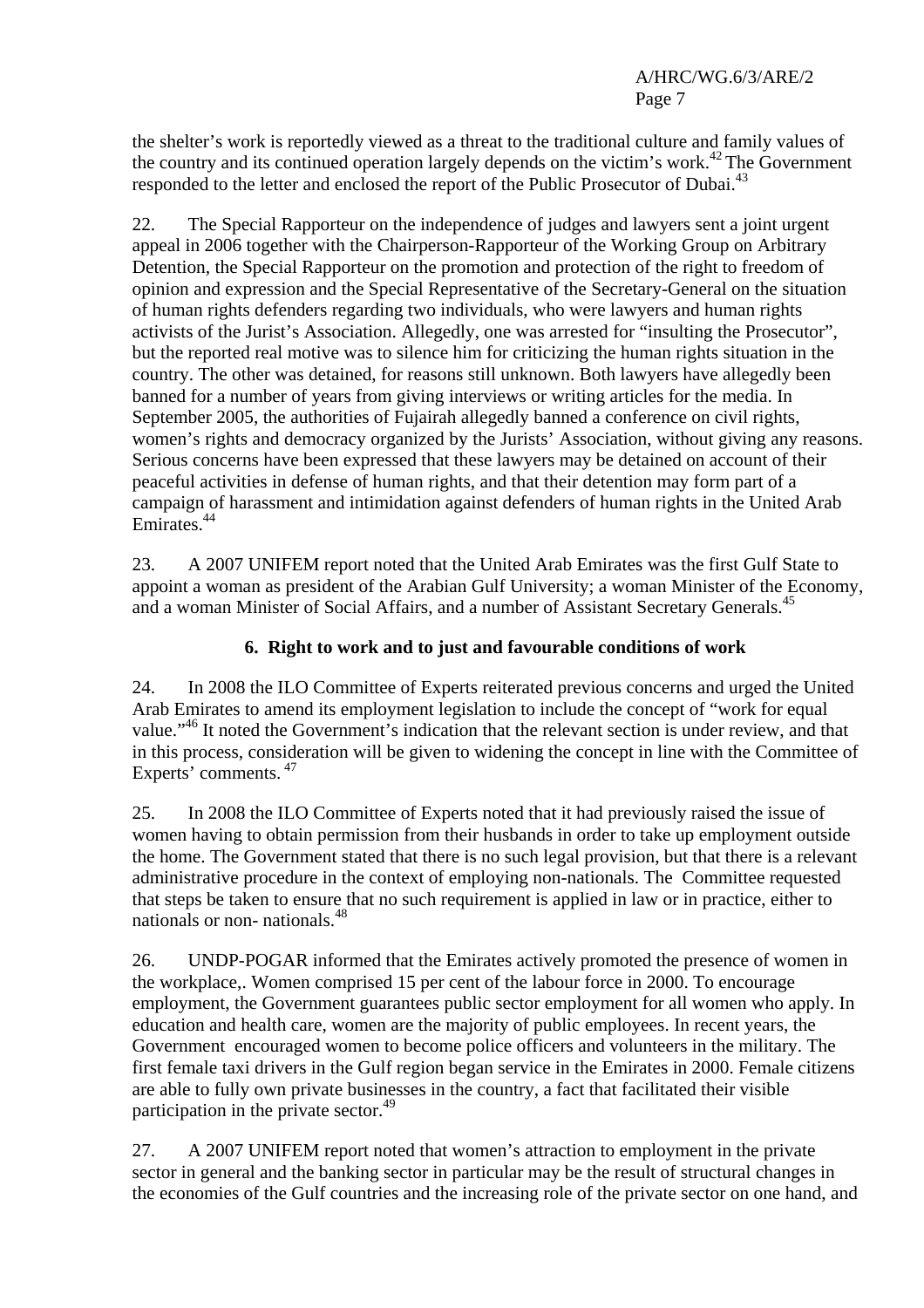the shelter's work is reportedly viewed as a threat to the traditional culture and family values of the country and its continued operation largely depends on the victim's work.[42] The Government responded to the letter and enclosed the report of the Public Prosecutor of Dubai.[43]

22. The Special Rapporteur on the independence of judges and lawyers sent a joint urgent appeal in 2006 together with the Chairperson-Rapporteur of the Working Group on Arbitrary Detention, the Special Rapporteur on the promotion and protection of the right to freedom of opinion and expression and the Special Representative of the Secretary-General on the situation of human rights defenders regarding two individuals, who were lawyers and human rights activists of the Jurist's Association. Allegedly, one was arrested for "insulting the Prosecutor", but the reported real motive was to silence him for criticizing the human rights situation in the country. The other was detained, for reasons still unknown. Both lawyers have allegedly been banned for a number of years from giving interviews or writing articles for the media. In September 2005, the authorities of Fujairah allegedly banned a conference on civil rights, women's rights and democracy organized by the Jurists' Association, without giving any reasons. Serious concerns have been expressed that these lawyers may be detained on account of their peaceful activities in defense of human rights, and that their detention may form part of a campaign of harassment and intimidation against defenders of human rights in the United Arab Emirates.[44]

23. A 2007 UNIFEM report noted that the United Arab Emirates was the first Gulf State to appoint a woman as president of the Arabian Gulf University; a woman Minister of the Economy, and a woman Minister of Social Affairs, and a number of Assistant Secretary Generals.[45]

### 6. Right to work and to just and favourable conditions of work

24. In 2008 the ILO Committee of Experts reiterated previous concerns and urged the United Arab Emirates to amend its employment legislation to include the concept of "work for equal value."[46] It noted the Government's indication that the relevant section is under review, and that in this process, consideration will be given to widening the concept in line with the Committee of Experts' comments.[47]

25. In 2008 the ILO Committee of Experts noted that it had previously raised the issue of women having to obtain permission from their husbands in order to take up employment outside the home. The Government stated that there is no such legal provision, but that there is a relevant administrative procedure in the context of employing non-nationals. The Committee requested that steps be taken to ensure that no such requirement is applied in law or in practice, either to nationals or non- nationals.[48]

26. UNDP-POGAR informed that the Emirates actively promoted the presence of women in the workplace,. Women comprised 15 per cent of the labour force in 2000. To encourage employment, the Government guarantees public sector employment for all women who apply. In education and health care, women are the majority of public employees. In recent years, the Government encouraged women to become police officers and volunteers in the military. The first female taxi drivers in the Gulf region began service in the Emirates in 2000. Female citizens are able to fully own private businesses in the country, a fact that facilitated their visible participation in the private sector.[49]

27. A 2007 UNIFEM report noted that women's attraction to employment in the private sector in general and the banking sector in particular may be the result of structural changes in the economies of the Gulf countries and the increasing role of the private sector on one hand, and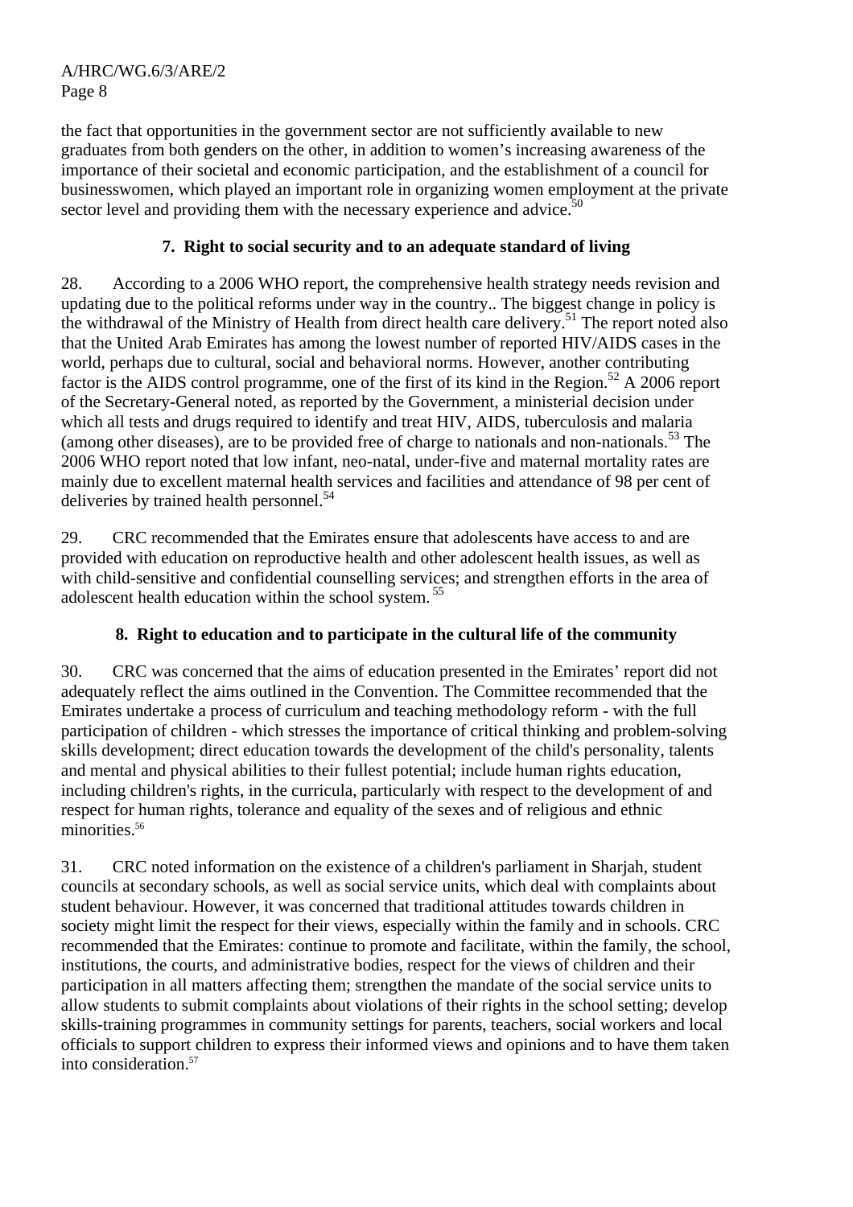the fact that opportunities in the government sector are not sufficiently available to new graduates from both genders on the other, in addition to women's increasing awareness of the importance of their societal and economic participation, and the establishment of a council for businesswomen, which played an important role in organizing women employment at the private sector level and providing them with the necessary experience and advice.[50]

### 7. Right to social security and to an adequate standard of living

28. According to a 2006 WHO report, the comprehensive health strategy needs revision and updating due to the political reforms under way in the country.. The biggest change in policy is the withdrawal of the Ministry of Health from direct health care delivery.[51] The report noted also that the United Arab Emirates has among the lowest number of reported HIV/AIDS cases in the world, perhaps due to cultural, social and behavioral norms. However, another contributing factor is the AIDS control programme, one of the first of its kind in the Region.[52] A 2006 report of the Secretary-General noted, as reported by the Government, a ministerial decision under which all tests and drugs required to identify and treat HIV, AIDS, tuberculosis and malaria (among other diseases), are to be provided free of charge to nationals and non-nationals.[53] The 2006 WHO report noted that low infant, neo-natal, under-five and maternal mortality rates are mainly due to excellent maternal health services and facilities and attendance of 98 per cent of deliveries by trained health personnel.[54]

29. CRC recommended that the Emirates ensure that adolescents have access to and are provided with education on reproductive health and other adolescent health issues, as well as with child-sensitive and confidential counselling services; and strengthen efforts in the area of adolescent health education within the school system.[55]

### 8. Right to education and to participate in the cultural life of the community

30. CRC was concerned that the aims of education presented in the Emirates' report did not adequately reflect the aims outlined in the Convention. The Committee recommended that the Emirates undertake a process of curriculum and teaching methodology reform - with the full participation of children - which stresses the importance of critical thinking and problem-solving skills development; direct education towards the development of the child's personality, talents and mental and physical abilities to their fullest potential; include human rights education, including children's rights, in the curricula, particularly with respect to the development of and respect for human rights, tolerance and equality of the sexes and of religious and ethnic minorities.[56]

31. CRC noted information on the existence of a children's parliament in Sharjah, student councils at secondary schools, as well as social service units, which deal with complaints about student behaviour. However, it was concerned that traditional attitudes towards children in society might limit the respect for their views, especially within the family and in schools. CRC recommended that the Emirates: continue to promote and facilitate, within the family, the school, institutions, the courts, and administrative bodies, respect for the views of children and their participation in all matters affecting them; strengthen the mandate of the social service units to allow students to submit complaints about violations of their rights in the school setting; develop skills-training programmes in community settings for parents, teachers, social workers and local officials to support children to express their informed views and opinions and to have them taken into consideration.[57]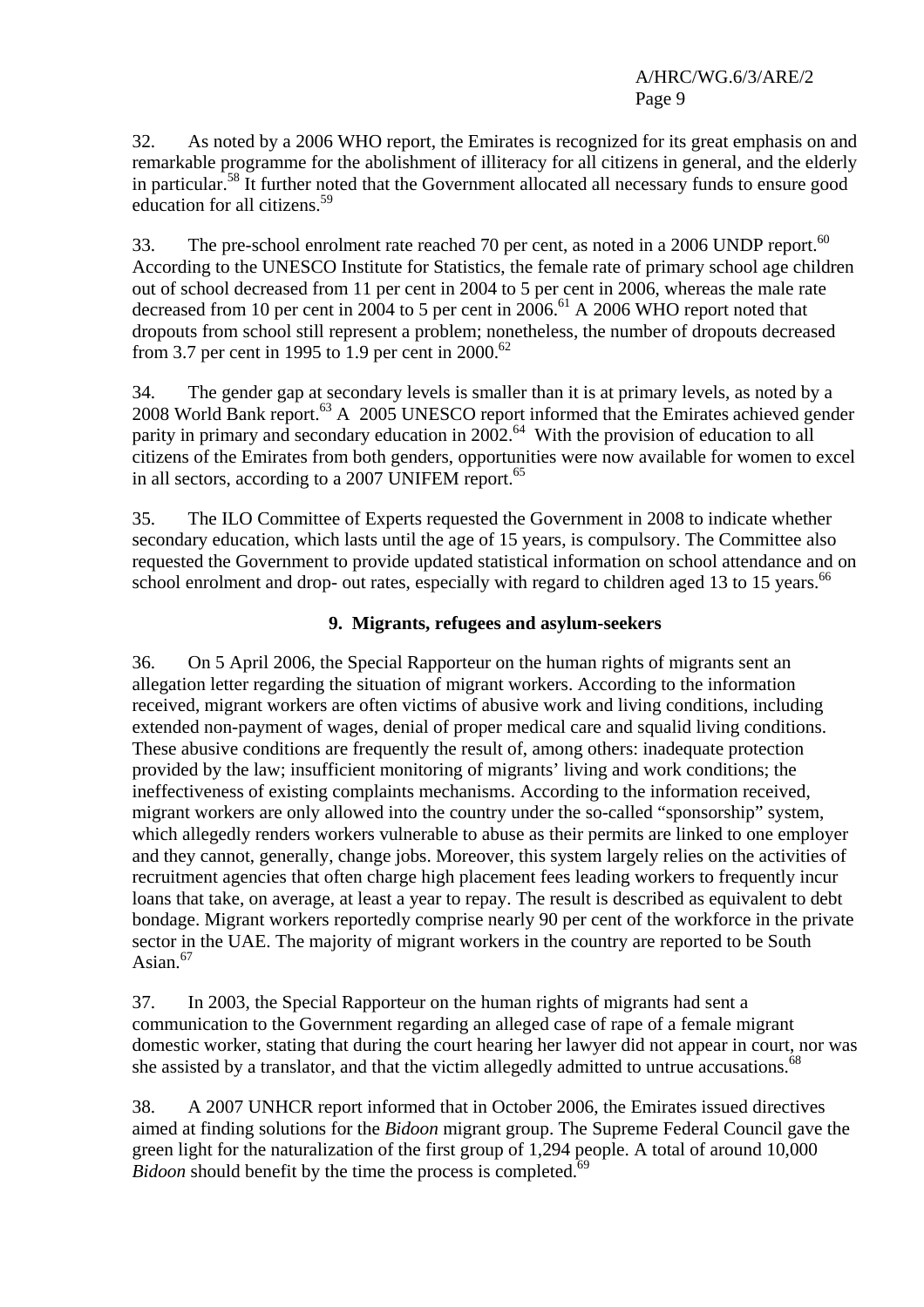32. As noted by a 2006 WHO report, the Emirates is recognized for its great emphasis on and remarkable programme for the abolishment of illiteracy for all citizens in general, and the elderly in particular.[58] It further noted that the Government allocated all necessary funds to ensure good education for all citizens.[59]

33. The pre-school enrolment rate reached 70 per cent, as noted in a 2006 UNDP report.[60] According to the UNESCO Institute for Statistics, the female rate of primary school age children out of school decreased from 11 per cent in 2004 to 5 per cent in 2006, whereas the male rate decreased from 10 per cent in 2004 to 5 per cent in 2006.[61] A 2006 WHO report noted that dropouts from school still represent a problem; nonetheless, the number of dropouts decreased from 3.7 per cent in 1995 to 1.9 per cent in 2000.[62]

34. The gender gap at secondary levels is smaller than it is at primary levels, as noted by a 2008 World Bank report.[63] A 2005 UNESCO report informed that the Emirates achieved gender parity in primary and secondary education in 2002.[64] With the provision of education to all citizens of the Emirates from both genders, opportunities were now available for women to excel in all sectors, according to a 2007 UNIFEM report.[65]

35. The ILO Committee of Experts requested the Government in 2008 to indicate whether secondary education, which lasts until the age of 15 years, is compulsory. The Committee also requested the Government to provide updated statistical information on school attendance and on school enrolment and drop- out rates, especially with regard to children aged 13 to 15 years.[66]

### 9. Migrants, refugees and asylum-seekers

36. On 5 April 2006, the Special Rapporteur on the human rights of migrants sent an allegation letter regarding the situation of migrant workers. According to the information received, migrant workers are often victims of abusive work and living conditions, including extended non-payment of wages, denial of proper medical care and squalid living conditions. These abusive conditions are frequently the result of, among others: inadequate protection provided by the law; insufficient monitoring of migrants' living and work conditions; the ineffectiveness of existing complaints mechanisms. According to the information received, migrant workers are only allowed into the country under the so-called "sponsorship" system, which allegedly renders workers vulnerable to abuse as their permits are linked to one employer and they cannot, generally, change jobs. Moreover, this system largely relies on the activities of recruitment agencies that often charge high placement fees leading workers to frequently incur loans that take, on average, at least a year to repay. The result is described as equivalent to debt bondage. Migrant workers reportedly comprise nearly 90 per cent of the workforce in the private sector in the UAE. The majority of migrant workers in the country are reported to be South Asian.[67]

37. In 2003, the Special Rapporteur on the human rights of migrants had sent a communication to the Government regarding an alleged case of rape of a female migrant domestic worker, stating that during the court hearing her lawyer did not appear in court, nor was she assisted by a translator, and that the victim allegedly admitted to untrue accusations.[68]

38. A 2007 UNHCR report informed that in October 2006, the Emirates issued directives aimed at finding solutions for the *Bidoon* migrant group. The Supreme Federal Council gave the green light for the naturalization of the first group of 1,294 people. A total of around 10,000 *Bidoon* should benefit by the time the process is completed.[69]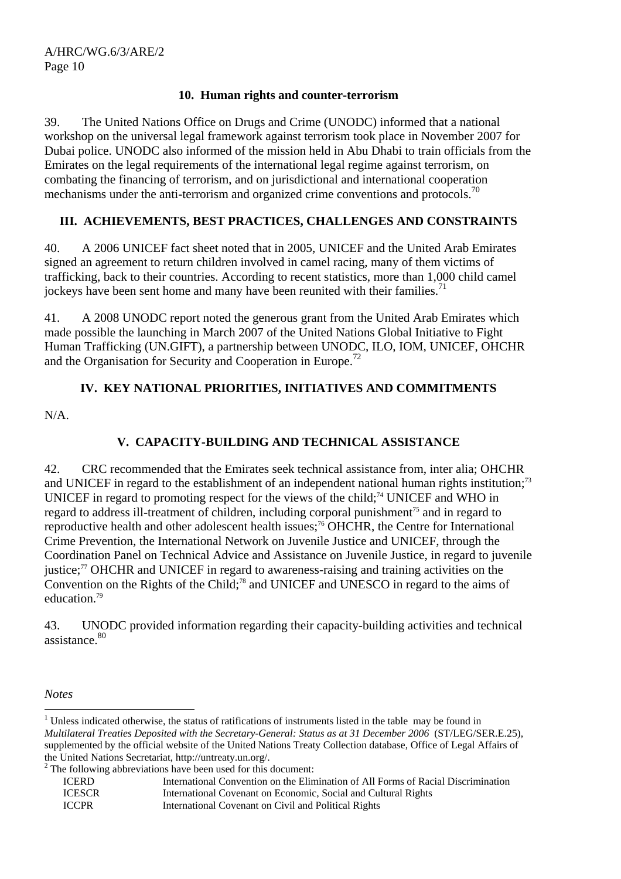### 10. Human rights and counter-terrorism

39. The United Nations Office on Drugs and Crime (UNODC) informed that a national workshop on the universal legal framework against terrorism took place in November 2007 for Dubai police. UNODC also informed of the mission held in Abu Dhabi to train officials from the Emirates on the legal requirements of the international legal regime against terrorism, on combating the financing of terrorism, and on jurisdictional and international cooperation mechanisms under the anti-terrorism and organized crime conventions and protocols.[70]

## III. ACHIEVEMENTS, BEST PRACTICES, CHALLENGES AND CONSTRAINTS

40. A 2006 UNICEF fact sheet noted that in 2005, UNICEF and the United Arab Emirates signed an agreement to return children involved in camel racing, many of them victims of trafficking, back to their countries. According to recent statistics, more than 1,000 child camel jockeys have been sent home and many have been reunited with their families.[71]

41. A 2008 UNODC report noted the generous grant from the United Arab Emirates which made possible the launching in March 2007 of the United Nations Global Initiative to Fight Human Trafficking (UN.GIFT), a partnership between UNODC, ILO, IOM, UNICEF, OHCHR and the Organisation for Security and Cooperation in Europe.[72]

## IV. KEY NATIONAL PRIORITIES, INITIATIVES AND COMMITMENTS

N/A.

## V. CAPACITY-BUILDING AND TECHNICAL ASSISTANCE

42. CRC recommended that the Emirates seek technical assistance from, inter alia; OHCHR and UNICEF in regard to the establishment of an independent national human rights institution;[73] UNICEF in regard to promoting respect for the views of the child;[74] UNICEF and WHO in regard to address ill-treatment of children, including corporal punishment[75] and in regard to reproductive health and other adolescent health issues;[76] OHCHR, the Centre for International Crime Prevention, the International Network on Juvenile Justice and UNICEF, through the Coordination Panel on Technical Advice and Assistance on Juvenile Justice, in regard to juvenile justice;[77] OHCHR and UNICEF in regard to awareness-raising and training activities on the Convention on the Rights of the Child;[78] and UNICEF and UNESCO in regard to the aims of education.[79]

43. UNODC provided information regarding their capacity-building activities and technical assistance.[80]

*Notes*

[1] Unless indicated otherwise, the status of ratifications of instruments listed in the table may be found in *Multilateral Treaties Deposited with the Secretary-General: Status as at 31 December 2006* (ST/LEG/SER.E.25), supplemented by the official website of the United Nations Treaty Collection database, Office of Legal Affairs of the United Nations Secretariat, http://untreaty.un.org/.

[2] The following abbreviations have been used for this document:

| | |
|---|---|
| ICERD | International Convention on the Elimination of All Forms of Racial Discrimination |
| ICESCR | International Covenant on Economic, Social and Cultural Rights |
| ICCPR | International Covenant on Civil and Political Rights |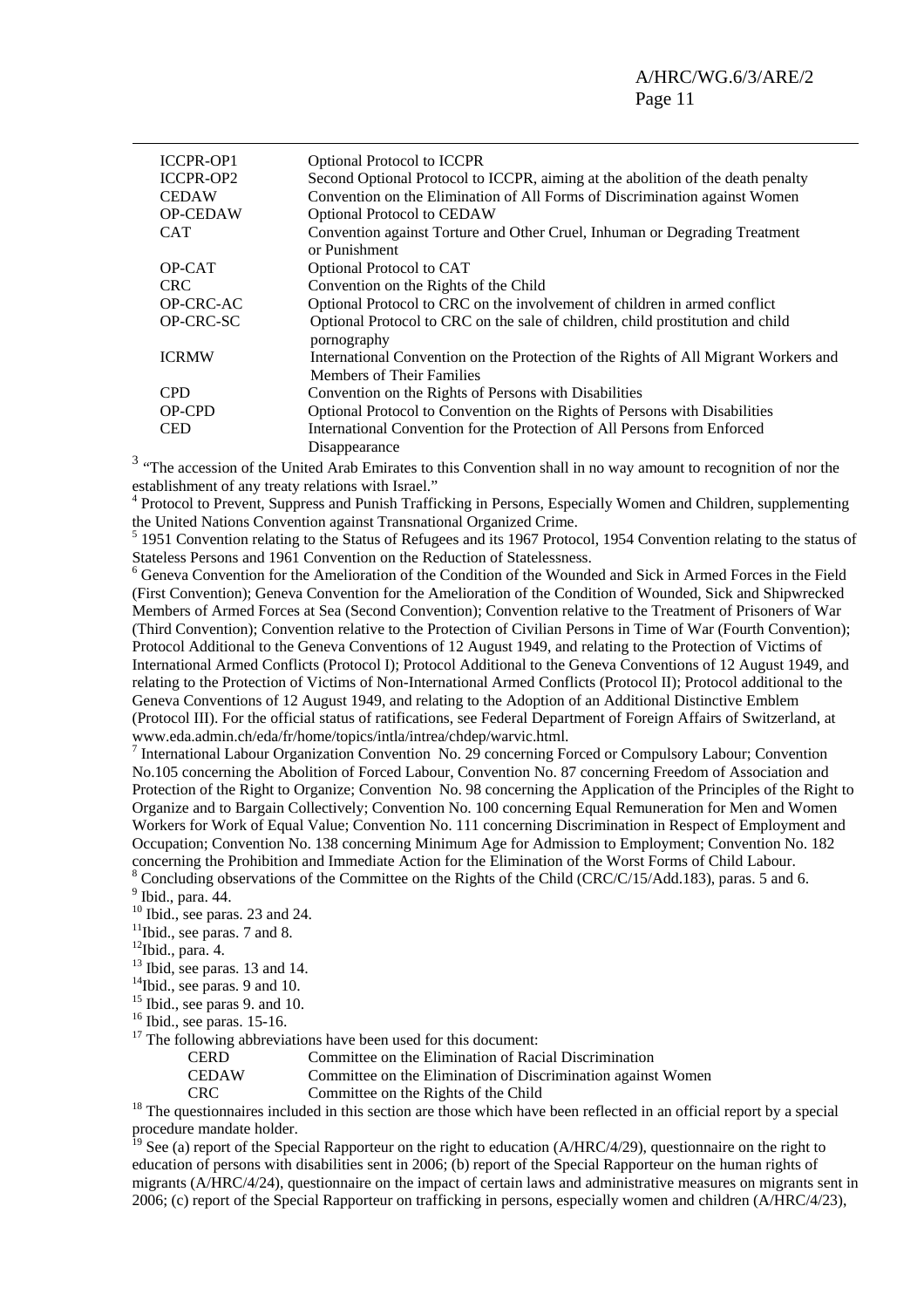| | |
|---|---|
| ICCPR-OP1 | Optional Protocol to ICCPR |
| ICCPR-OP2 | Second Optional Protocol to ICCPR, aiming at the abolition of the death penalty |
| CEDAW | Convention on the Elimination of All Forms of Discrimination against Women |
| OP-CEDAW | Optional Protocol to CEDAW |
| CAT | Convention against Torture and Other Cruel, Inhuman or Degrading Treatment or Punishment |
| OP-CAT | Optional Protocol to CAT |
| CRC | Convention on the Rights of the Child |
| OP-CRC-AC | Optional Protocol to CRC on the involvement of children in armed conflict |
| OP-CRC-SC | Optional Protocol to CRC on the sale of children, child prostitution and child pornography |
| ICRMW | International Convention on the Protection of the Rights of All Migrant Workers and Members of Their Families |
| CPD | Convention on the Rights of Persons with Disabilities |
| OP-CPD | Optional Protocol to Convention on the Rights of Persons with Disabilities |
| CED | International Convention for the Protection of All Persons from Enforced Disappearance |

[3] "The accession of the United Arab Emirates to this Convention shall in no way amount to recognition of nor the establishment of any treaty relations with Israel."

[4] Protocol to Prevent, Suppress and Punish Trafficking in Persons, Especially Women and Children, supplementing the United Nations Convention against Transnational Organized Crime.

[5] 1951 Convention relating to the Status of Refugees and its 1967 Protocol, 1954 Convention relating to the status of Stateless Persons and 1961 Convention on the Reduction of Statelessness.

[6] Geneva Convention for the Amelioration of the Condition of the Wounded and Sick in Armed Forces in the Field (First Convention); Geneva Convention for the Amelioration of the Condition of Wounded, Sick and Shipwrecked Members of Armed Forces at Sea (Second Convention); Convention relative to the Treatment of Prisoners of War (Third Convention); Convention relative to the Protection of Civilian Persons in Time of War (Fourth Convention); Protocol Additional to the Geneva Conventions of 12 August 1949, and relating to the Protection of Victims of International Armed Conflicts (Protocol I); Protocol Additional to the Geneva Conventions of 12 August 1949, and relating to the Protection of Victims of Non-International Armed Conflicts (Protocol II); Protocol additional to the Geneva Conventions of 12 August 1949, and relating to the Adoption of an Additional Distinctive Emblem (Protocol III). For the official status of ratifications, see Federal Department of Foreign Affairs of Switzerland, at www.eda.admin.ch/eda/fr/home/topics/intla/intrea/chdep/warvic.html.

[7] International Labour Organization Convention No. 29 concerning Forced or Compulsory Labour; Convention No.105 concerning the Abolition of Forced Labour, Convention No. 87 concerning Freedom of Association and Protection of the Right to Organize; Convention No. 98 concerning the Application of the Principles of the Right to Organize and to Bargain Collectively; Convention No. 100 concerning Equal Remuneration for Men and Women Workers for Work of Equal Value; Convention No. 111 concerning Discrimination in Respect of Employment and Occupation; Convention No. 138 concerning Minimum Age for Admission to Employment; Convention No. 182 concerning the Prohibition and Immediate Action for the Elimination of the Worst Forms of Child Labour.

[8] Concluding observations of the Committee on the Rights of the Child (CRC/C/15/Add.183), paras. 5 and 6.

[9] Ibid., para. 44.

[10] Ibid., see paras. 23 and 24.

[11] Ibid., see paras. 7 and 8.

[12] Ibid., para. 4.

[13] Ibid, see paras. 13 and 14.

[14] Ibid., see paras. 9 and 10.

[15] Ibid., see paras 9. and 10.

[16] Ibid., see paras. 15-16.

[17] The following abbreviations have been used for this document:

| | |
|---|---|
| CERD | Committee on the Elimination of Racial Discrimination |
| CEDAW | Committee on the Elimination of Discrimination against Women |
| CRC | Committee on the Rights of the Child |

[18] The questionnaires included in this section are those which have been reflected in an official report by a special procedure mandate holder.

[19] See (a) report of the Special Rapporteur on the right to education (A/HRC/4/29), questionnaire on the right to education of persons with disabilities sent in 2006; (b) report of the Special Rapporteur on the human rights of migrants (A/HRC/4/24), questionnaire on the impact of certain laws and administrative measures on migrants sent in 2006; (c) report of the Special Rapporteur on trafficking in persons, especially women and children (A/HRC/4/23),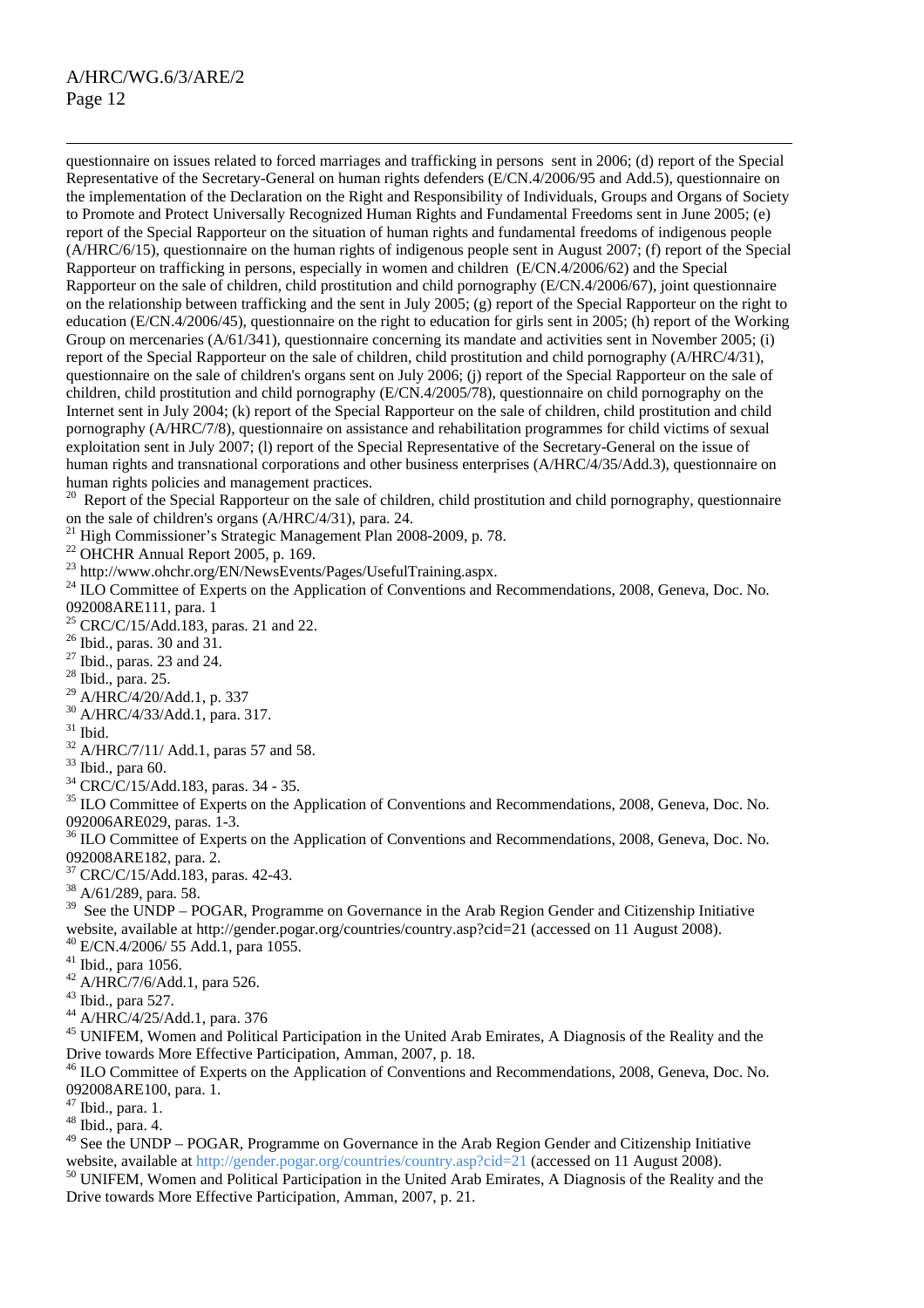questionnaire on issues related to forced marriages and trafficking in persons sent in 2006; (d) report of the Special Representative of the Secretary-General on human rights defenders (E/CN.4/2006/95 and Add.5), questionnaire on the implementation of the Declaration on the Right and Responsibility of Individuals, Groups and Organs of Society to Promote and Protect Universally Recognized Human Rights and Fundamental Freedoms sent in June 2005; (e) report of the Special Rapporteur on the situation of human rights and fundamental freedoms of indigenous people (A/HRC/6/15), questionnaire on the human rights of indigenous people sent in August 2007; (f) report of the Special Rapporteur on trafficking in persons, especially in women and children (E/CN.4/2006/62) and the Special Rapporteur on the sale of children, child prostitution and child pornography (E/CN.4/2006/67), joint questionnaire on the relationship between trafficking and the sent in July 2005; (g) report of the Special Rapporteur on the right to education (E/CN.4/2006/45), questionnaire on the right to education for girls sent in 2005; (h) report of the Working Group on mercenaries (A/61/341), questionnaire concerning its mandate and activities sent in November 2005; (i) report of the Special Rapporteur on the sale of children, child prostitution and child pornography (A/HRC/4/31), questionnaire on the sale of children's organs sent on July 2006; (j) report of the Special Rapporteur on the sale of children, child prostitution and child pornography (E/CN.4/2005/78), questionnaire on child pornography on the Internet sent in July 2004; (k) report of the Special Rapporteur on the sale of children, child prostitution and child pornography (A/HRC/7/8), questionnaire on assistance and rehabilitation programmes for child victims of sexual exploitation sent in July 2007; (l) report of the Special Representative of the Secretary-General on the issue of human rights and transnational corporations and other business enterprises (A/HRC/4/35/Add.3), questionnaire on human rights policies and management practices.

[20] Report of the Special Rapporteur on the sale of children, child prostitution and child pornography, questionnaire on the sale of children's organs (A/HRC/4/31), para. 24.

[21] High Commissioner's Strategic Management Plan 2008-2009, p. 78.

[22] OHCHR Annual Report 2005, p. 169.

[23] http://www.ohchr.org/EN/NewsEvents/Pages/UsefulTraining.aspx.

[24] ILO Committee of Experts on the Application of Conventions and Recommendations, 2008, Geneva, Doc. No. 092008ARE111, para. 1

[25] CRC/C/15/Add.183, paras. 21 and 22.

[26] Ibid., paras. 30 and 31.

[27] Ibid., paras. 23 and 24.

[28] Ibid., para. 25.

[29] A/HRC/4/20/Add.1, p. 337

[30] A/HRC/4/33/Add.1, para. 317.

[31] Ibid.

[32] A/HRC/7/11/ Add.1, paras 57 and 58.

[33] Ibid., para 60.

[34] CRC/C/15/Add.183, paras. 34 - 35.

[35] ILO Committee of Experts on the Application of Conventions and Recommendations, 2008, Geneva, Doc. No. 092006ARE029, paras. 1-3.

[36] ILO Committee of Experts on the Application of Conventions and Recommendations, 2008, Geneva, Doc. No. 092008ARE182, para. 2.

[37] CRC/C/15/Add.183, paras. 42-43.

[38] A/61/289, para. 58.

[39] See the UNDP – POGAR, Programme on Governance in the Arab Region Gender and Citizenship Initiative website, available at http://gender.pogar.org/countries/country.asp?cid=21 (accessed on 11 August 2008).

[40] E/CN.4/2006/ 55 Add.1, para 1055.

[41] Ibid., para 1056.

[42] A/HRC/7/6/Add.1, para 526.

[43] Ibid., para 527.

[44] A/HRC/4/25/Add.1, para. 376

[45] UNIFEM, Women and Political Participation in the United Arab Emirates, A Diagnosis of the Reality and the Drive towards More Effective Participation, Amman, 2007, p. 18.

[46] ILO Committee of Experts on the Application of Conventions and Recommendations, 2008, Geneva, Doc. No. 092008ARE100, para. 1.

[47] Ibid., para. 1.

[48] Ibid., para. 4.

[49] See the UNDP – POGAR, Programme on Governance in the Arab Region Gender and Citizenship Initiative website, available at http://gender.pogar.org/countries/country.asp?cid=21 (accessed on 11 August 2008).

[50] UNIFEM, Women and Political Participation in the United Arab Emirates, A Diagnosis of the Reality and the Drive towards More Effective Participation, Amman, 2007, p. 21.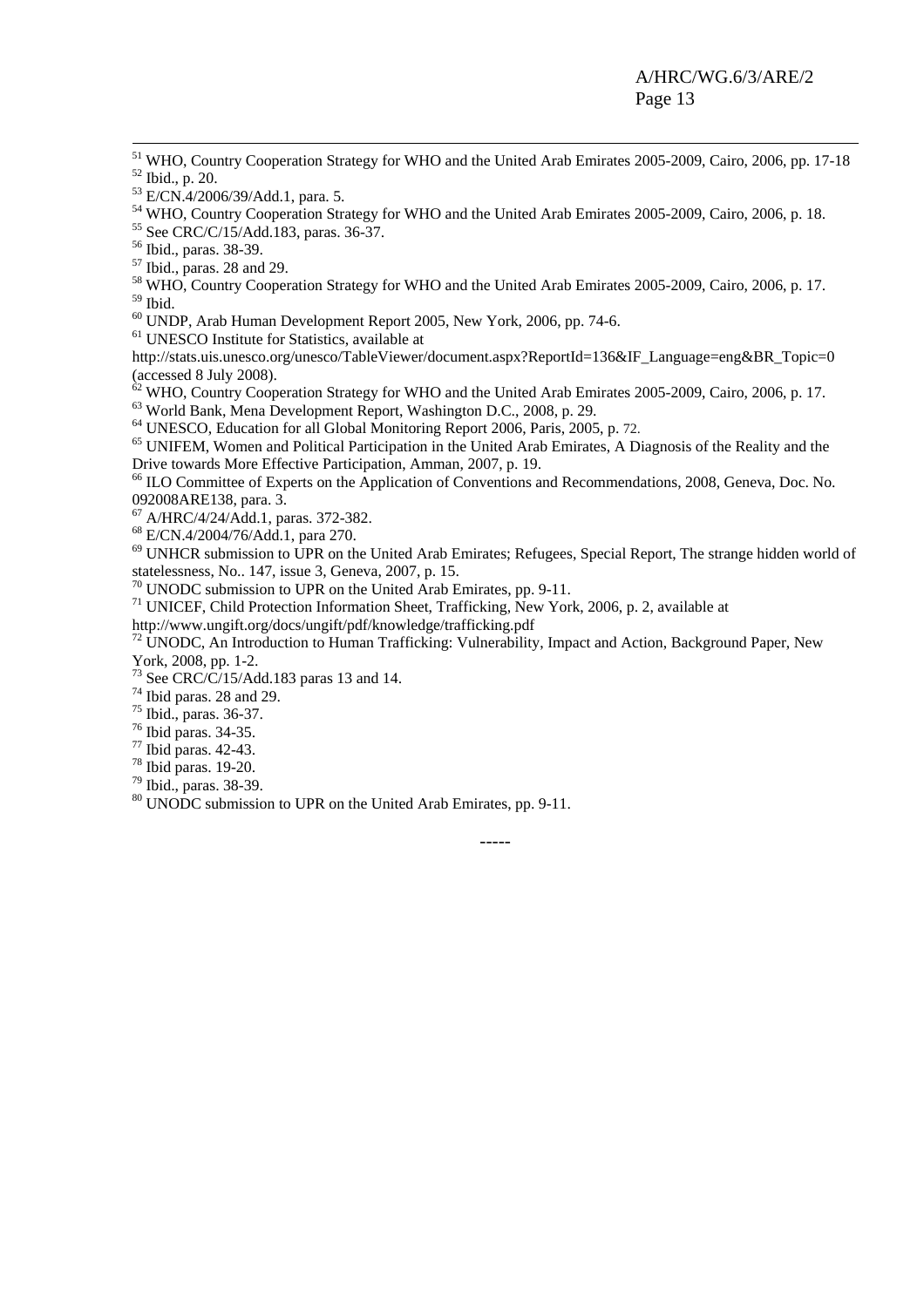[51] WHO, Country Cooperation Strategy for WHO and the United Arab Emirates 2005-2009, Cairo, 2006, pp. 17-18
[52] Ibid., p. 20.
[53] E/CN.4/2006/39/Add.1, para. 5.
[54] WHO, Country Cooperation Strategy for WHO and the United Arab Emirates 2005-2009, Cairo, 2006, p. 18.
[55] See CRC/C/15/Add.183, paras. 36-37.
[56] Ibid., paras. 38-39.
[57] Ibid., paras. 28 and 29.
[58] WHO, Country Cooperation Strategy for WHO and the United Arab Emirates 2005-2009, Cairo, 2006, p. 17.
[59] Ibid.
[60] UNDP, Arab Human Development Report 2005, New York, 2006, pp. 74-6.
[61] UNESCO Institute for Statistics, available at http://stats.uis.unesco.org/unesco/TableViewer/document.aspx?ReportId=136&IF_Language=eng&BR_Topic=0 (accessed 8 July 2008).
[62] WHO, Country Cooperation Strategy for WHO and the United Arab Emirates 2005-2009, Cairo, 2006, p. 17.
[63] World Bank, Mena Development Report, Washington D.C., 2008, p. 29.
[64] UNESCO, Education for all Global Monitoring Report 2006, Paris, 2005, p. 72.
[65] UNIFEM, Women and Political Participation in the United Arab Emirates, A Diagnosis of the Reality and the Drive towards More Effective Participation, Amman, 2007, p. 19.
[66] ILO Committee of Experts on the Application of Conventions and Recommendations, 2008, Geneva, Doc. No. 092008ARE138, para. 3.
[67] A/HRC/4/24/Add.1, paras. 372-382.
[68] E/CN.4/2004/76/Add.1, para 270.
[69] UNHCR submission to UPR on the United Arab Emirates; Refugees, Special Report, The strange hidden world of statelessness, No.. 147, issue 3, Geneva, 2007, p. 15.
[70] UNODC submission to UPR on the United Arab Emirates, pp. 9-11.
[71] UNICEF, Child Protection Information Sheet, Trafficking, New York, 2006, p. 2, available at http://www.ungift.org/docs/ungift/pdf/knowledge/trafficking.pdf
[72] UNODC, An Introduction to Human Trafficking: Vulnerability, Impact and Action, Background Paper, New York, 2008, pp. 1-2.
[73] See CRC/C/15/Add.183 paras 13 and 14.
[74] Ibid paras. 28 and 29.
[75] Ibid., paras. 36-37.
[76] Ibid paras. 34-35.
[77] Ibid paras. 42-43.
[78] Ibid paras. 19-20.
[79] Ibid., paras. 38-39.
[80] UNODC submission to UPR on the United Arab Emirates, pp. 9-11.

-----